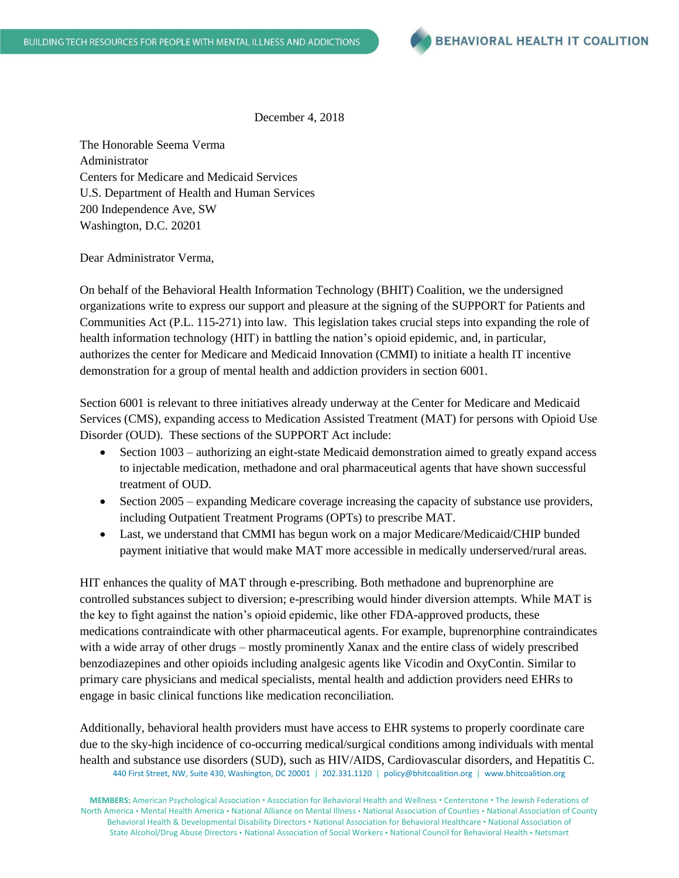December 4, 2018

The Honorable Seema Verma
Administrator
Centers for Medicare and Medicaid Services
U.S. Department of Health and Human Services
200 Independence Ave, SW
Washington, D.C. 20201

Dear Administrator Verma,

On behalf of the Behavioral Health Information Technology (BHIT) Coalition, we the undersigned organizations write to express our support and pleasure at the signing of the SUPPORT for Patients and Communities Act (P.L. 115-271) into law. This legislation takes crucial steps into expanding the role of health information technology (HIT) in battling the nation's opioid epidemic, and, in particular, authorizes the center for Medicare and Medicaid Innovation (CMMI) to initiate a health IT incentive demonstration for a group of mental health and addiction providers in section 6001.

Section 6001 is relevant to three initiatives already underway at the Center for Medicare and Medicaid Services (CMS), expanding access to Medication Assisted Treatment (MAT) for persons with Opioid Use Disorder (OUD). These sections of the SUPPORT Act include:

- Section 1003 – authorizing an eight-state Medicaid demonstration aimed to greatly expand access to injectable medication, methadone and oral pharmaceutical agents that have shown successful treatment of OUD.
- Section 2005 – expanding Medicare coverage increasing the capacity of substance use providers, including Outpatient Treatment Programs (OPTs) to prescribe MAT.
- Last, we understand that CMMI has begun work on a major Medicare/Medicaid/CHIP bunded payment initiative that would make MAT more accessible in medically underserved/rural areas.

HIT enhances the quality of MAT through e-prescribing. Both methadone and buprenorphine are controlled substances subject to diversion; e-prescribing would hinder diversion attempts. While MAT is the key to fight against the nation's opioid epidemic, like other FDA-approved products, these medications contraindicate with other pharmaceutical agents. For example, buprenorphine contraindicates with a wide array of other drugs – mostly prominently Xanax and the entire class of widely prescribed benzodiazepines and other opioids including analgesic agents like Vicodin and OxyContin. Similar to primary care physicians and medical specialists, mental health and addiction providers need EHRs to engage in basic clinical functions like medication reconciliation.

Additionally, behavioral health providers must have access to EHR systems to properly coordinate care due to the sky-high incidence of co-occurring medical/surgical conditions among individuals with mental health and substance use disorders (SUD), such as HIV/AIDS, Cardiovascular disorders, and Hepatitis C.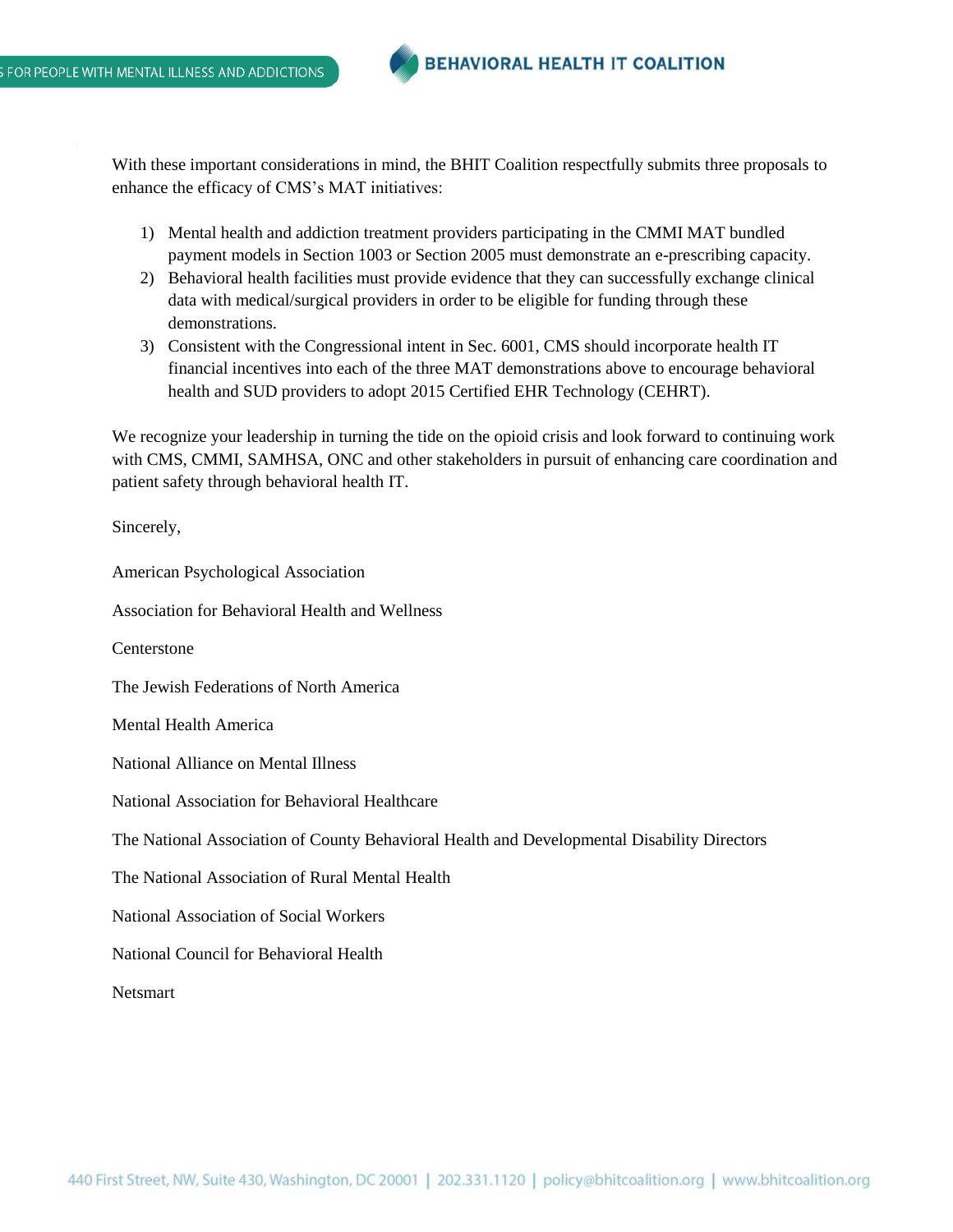With these important considerations in mind, the BHIT Coalition respectfully submits three proposals to enhance the efficacy of CMS's MAT initiatives:

1) Mental health and addiction treatment providers participating in the CMMI MAT bundled payment models in Section 1003 or Section 2005 must demonstrate an e-prescribing capacity.
2) Behavioral health facilities must provide evidence that they can successfully exchange clinical data with medical/surgical providers in order to be eligible for funding through these demonstrations.
3) Consistent with the Congressional intent in Sec. 6001, CMS should incorporate health IT financial incentives into each of the three MAT demonstrations above to encourage behavioral health and SUD providers to adopt 2015 Certified EHR Technology (CEHRT).

We recognize your leadership in turning the tide on the opioid crisis and look forward to continuing work with CMS, CMMI, SAMHSA, ONC and other stakeholders in pursuit of enhancing care coordination and patient safety through behavioral health IT.

Sincerely,

American Psychological Association

Association for Behavioral Health and Wellness

Centerstone

The Jewish Federations of North America

Mental Health America

National Alliance on Mental Illness

National Association for Behavioral Healthcare

The National Association of County Behavioral Health and Developmental Disability Directors

The National Association of Rural Mental Health

National Association of Social Workers

National Council for Behavioral Health

Netsmart